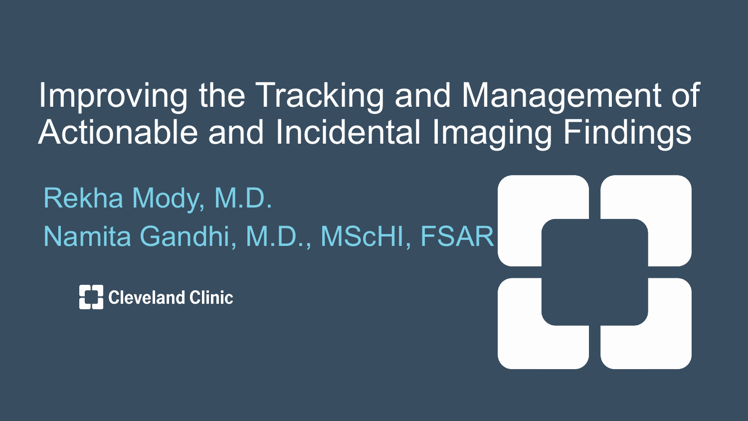# Improving the Tracking and Management of Actionable and Incidental Imaging Findings

Rekha Mody, M.D.

Namita Gandhi, M.D., MScHI, FSAR

Cleveland Clinic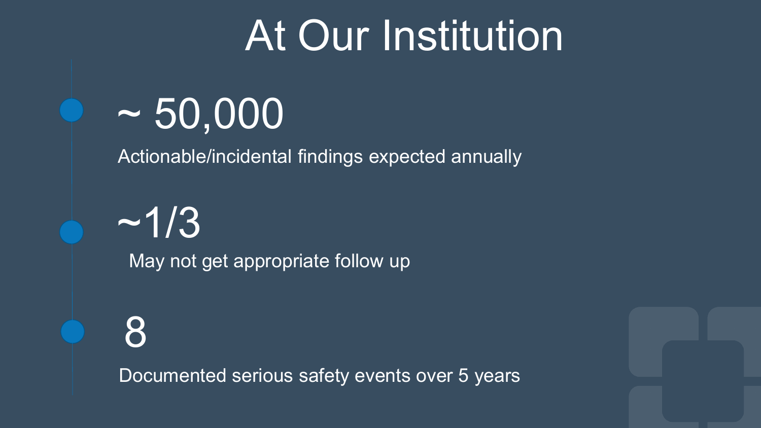# At Our Institution

## ~ 50,000

Actionable/incidental findings expected annually

## ~1/3

May not get appropriate follow up

## 8

Documented serious safety events over 5 years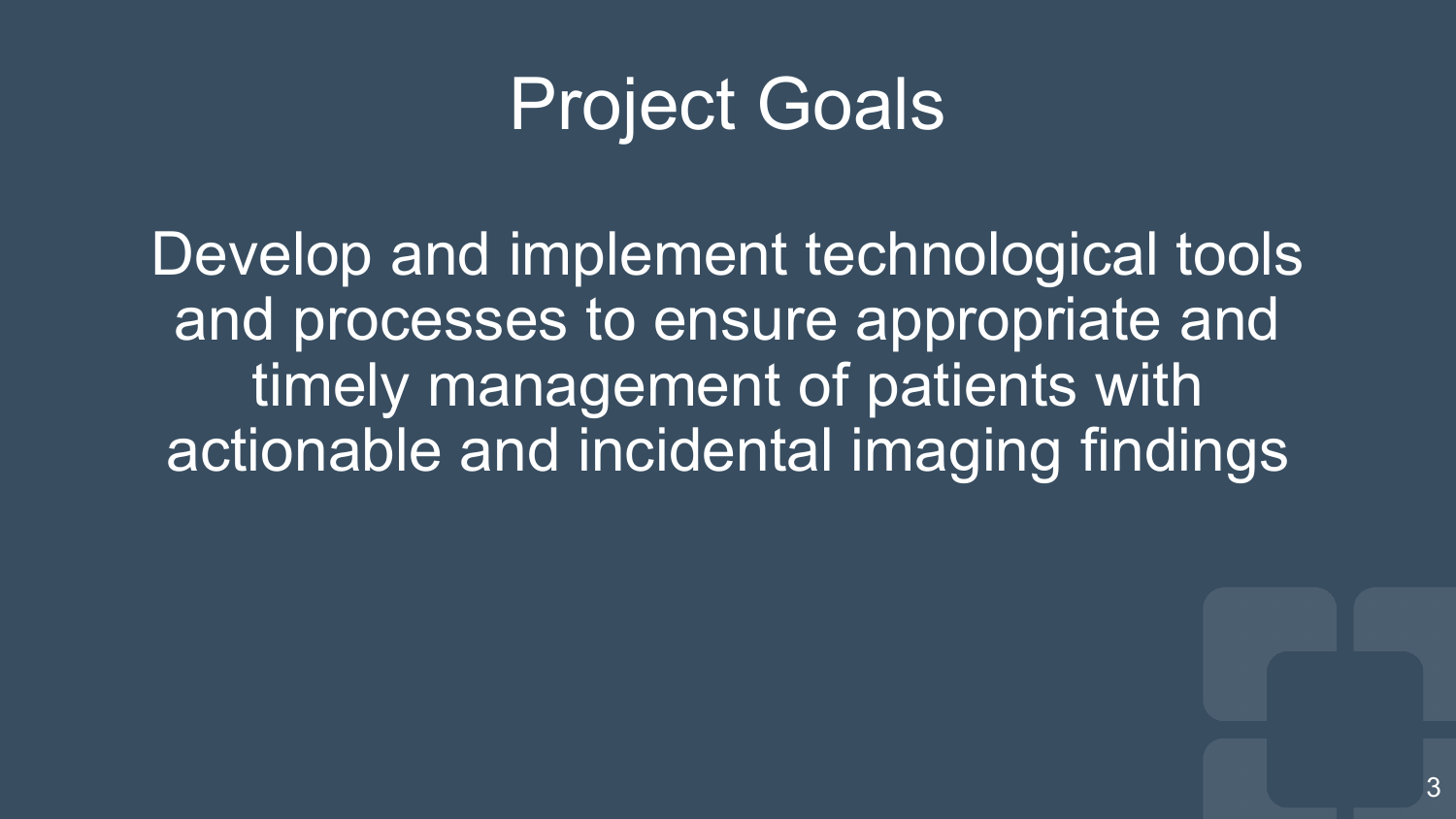# Project Goals

Develop and implement technological tools and processes to ensure appropriate and timely management of patients with actionable and incidental imaging findings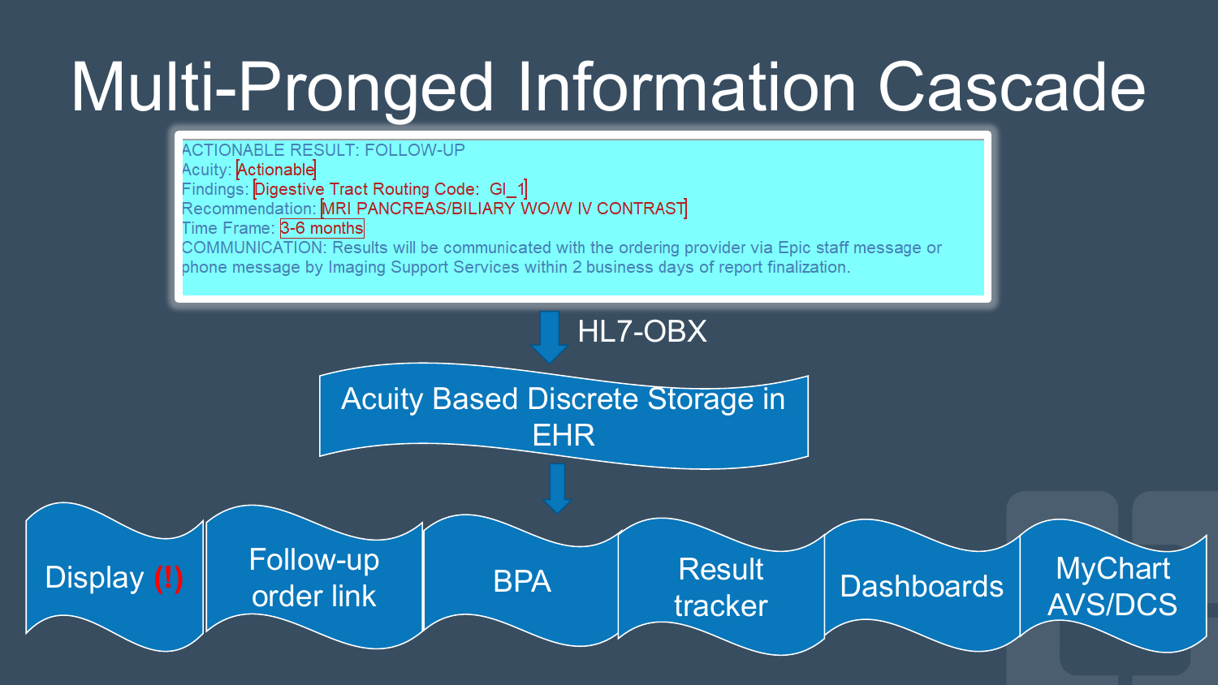# Multi-Pronged Information Cascade

ACTIONABLE RESULT: FOLLOW-UP
Acuity: [Actionable]
Findings: [Digestive Tract Routing Code: GI_1]
Recommendation: [MRI PANCREAS/BILIARY WO/W IV CONTRAST]
Time Frame: [3-6 months]
COMMUNICATION: Results will be communicated with the ordering provider via Epic staff message or phone message by Imaging Support Services within 2 business days of report finalization.

HL7-OBX

Acuity Based Discrete Storage in EHR

- Display (!)
- Follow-up order link
- BPA
- Result tracker
- Dashboards
- MyChart AVS/DCS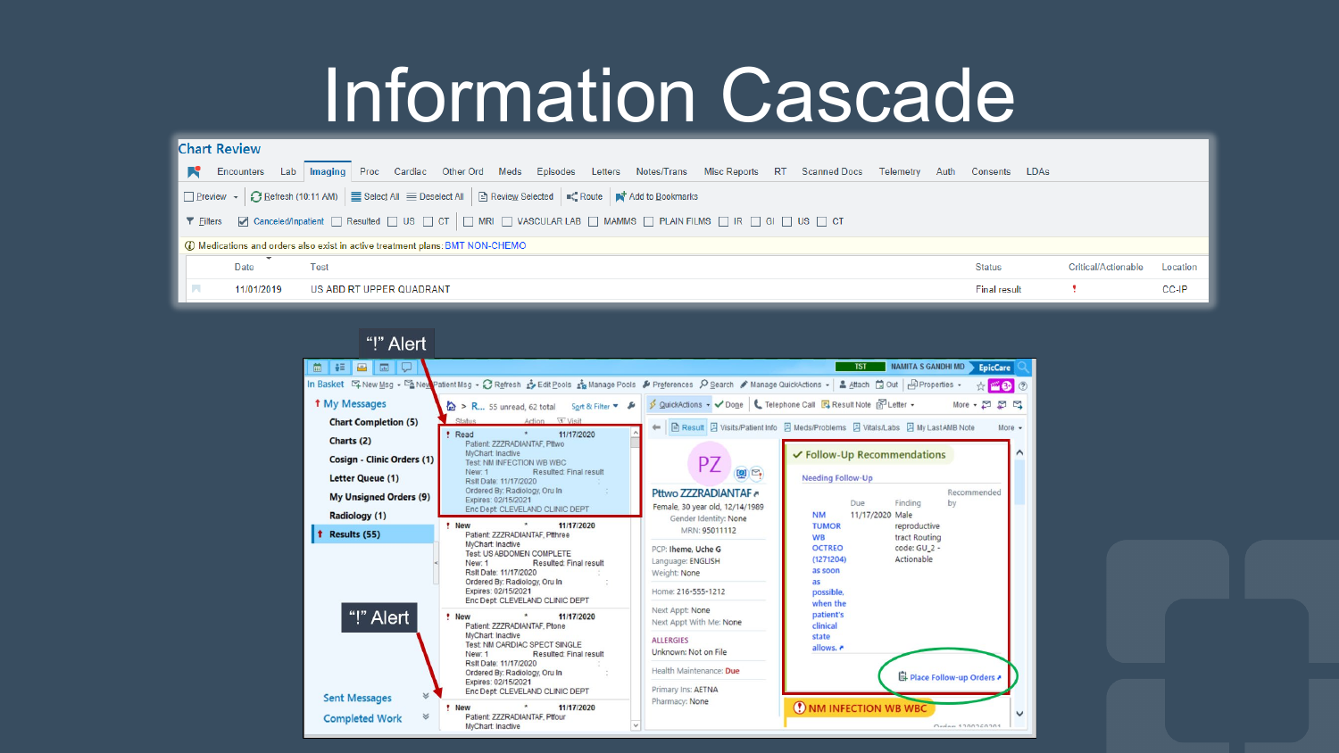# Information Cascade

**Chart Review**

Encounters | Lab | Imaging | Proc | Cardiac | Other Ord | Meds | Episodes | Letters | Notes/Trans | Misc Reports | RT | Scanned Docs | Telemetry | Auth | Consents | LDAs

Preview | Refresh (10:11 AM) | Select All | Deselect All | Review Selected | Route | Add to Bookmarks

Filters | Canceled/Inpatient | Resulted | US | CT | MRI | VASCULAR LAB | MAMMS | PLAIN FILMS | IR | GI | US | CT

Medications and orders also exist in active treatment plans: BMT NON-CHEMO

| Date | Test | Status | Critical/Actionable | Location |
|---|---|---|---|---|
| 11/01/2019 | US ABD RT UPPER QUADRANT | Final result | ! | CC-IP |

"!" Alert

In Basket

**My Messages**

- Chart Completion (5)
- Charts (2)
- Cosign - Clinic Orders (1)
- Letter Queue (1)
- My Unsigned Orders (9)
- Radiology (1)
- Results (55)

Sent Messages

Completed Work

R... 55 unread, 62 total

! Read 11/17/2020
Patient: ZZZRADIANTAF, Pttwo
MyChart: Inactive
Test: NM INFECTION WB WBC
New: 1 Resulted: Final result
Rslt Date: 11/17/2020
Ordered By: Radiology, Oru In
Expires: 02/15/2021
Enc Dept: CLEVELAND CLINIC DEPT

! New 11/17/2020
Patient: ZZZRADIANTAF, Pttthree
MyChart: Inactive
Test: US ABDOMEN COMPLETE
New: 1 Resulted: Final result
Rslt Date: 11/17/2020
Ordered By: Radiology, Oru In
Expires: 02/15/2021
Enc Dept: CLEVELAND CLINIC DEPT

! New 11/17/2020
Patient: ZZZRADIANTAF, Ptone
MyChart: Inactive
Test: NM CARDIAC SPECT SINGLE
New: 1 Resulted: Final result
Rslt Date: 11/17/2020
Ordered By: Radiology, Oru In
Expires: 02/15/2021
Enc Dept: CLEVELAND CLINIC DEPT

! New 11/17/2020
Patient: ZZZRADIANTAF, Ptfour
MyChart: Inactive

"!" Alert

Pttwo ZZZRADIANTAF
Female, 30 year old, 12/14/1989
Gender Identity: None
MRN: 95011112

PCP: Iheme, Uche G
Language: ENGLISH
Weight: None

Home: 216-555-1212

Next Appt: None
Next Appt With Me: None

ALLERGIES
Unknown: Not on File

Health Maintenance: Due

Primary Ins: AETNA
Pharmacy: None

**Follow-Up Recommendations**

Needing Follow-Up

| | Due | Finding | Recommended by |
|---|---|---|---|
| NM TUMOR WB OCTREO (1271204) as soon as possible, when the patient's clinical state allows. | 11/17/2020 | Male reproductive tract Routing code: GU_2 - Actionable | |

Place Follow-up Orders

NM INFECTION WB WBC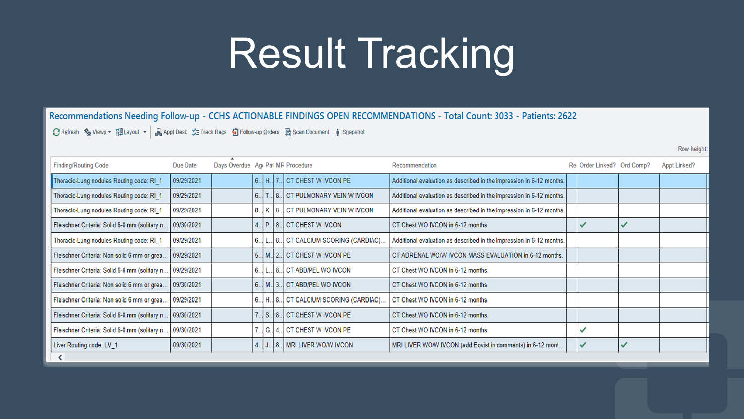# Result Tracking

**Recommendations Needing Follow-up - CCHS ACTIONABLE FINDINGS OPEN RECOMMENDATIONS - Total Count: 3033 - Patients: 2622**

Refresh | Views | Layout | Appt Desk | Track Recs | Follow-up Orders | Scan Document | Snapshot

Row height:

| Finding/Routing Code | Due Date | Days Overdue | Ag | Pat | MF | Procedure | Recommendation | Re | Order Linked? | Ord Comp? | Appt Linked? |
|---|---|---|---|---|---|---|---|---|---|---|---|
| Thoracic-Lung nodules Routing code: RI_1 | 09/29/2021 | | 6.. | H.. | 7.. | CT CHEST W IVCON PE | Additional evaluation as described in the impression in 6-12 months. | | | | |
| Thoracic-Lung nodules Routing code: RI_1 | 09/29/2021 | | 6.. | T.. | 8.. | CT PULMONARY VEIN W IVCON | Additional evaluation as described in the impression in 6-12 months. | | | | |
| Thoracic-Lung nodules Routing code: RI_1 | 09/29/2021 | | 8.. | K.. | 8.. | CT PULMONARY VEIN W IVCON | Additional evaluation as described in the impression in 6-12 months. | | | | |
| Fleischner Criteria: Solid 6-8 mm (solitary n... | 09/30/2021 | | 4.. | P.. | 8.. | CT CHEST W IVCON | CT Chest WO IVCON in 6-12 months. | | ✓ | ✓ | |
| Thoracic-Lung nodules Routing code: RI_1 | 09/29/2021 | | 6.. | L.. | 8.. | CT CALCIUM SCORING (CARDIAC)... | Additional evaluation as described in the impression in 6-12 months. | | | | |
| Fleischner Criteria: Non solid 6 mm or grea... | 09/29/2021 | | 5.. | M.. | 2.. | CT CHEST W IVCON PE | CT ADRENAL WO/W IVCON MASS EVALUATION in 6-12 months. | | | | |
| Fleischner Criteria: Solid 6-8 mm (solitary n... | 09/29/2021 | | 6.. | L.. | 8.. | CT ABD/PEL WO IVCON | CT Chest WO IVCON in 6-12 months. | | | | |
| Fleischner Criteria: Non solid 6 mm or grea... | 09/30/2021 | | 6.. | M.. | 3.. | CT ABD/PEL WO IVCON | CT Chest WO IVCON in 6-12 months. | | | | |
| Fleischner Criteria: Non solid 6 mm or grea... | 09/29/2021 | | 6.. | H.. | 8.. | CT CALCIUM SCORING (CARDIAC)... | CT Chest WO IVCON in 6-12 months. | | | | |
| Fleischner Criteria: Solid 6-8 mm (solitary n... | 09/30/2021 | | 7.. | S.. | 8.. | CT CHEST W IVCON PE | CT Chest WO IVCON in 6-12 months. | | | | |
| Fleischner Criteria: Solid 6-8 mm (solitary n... | 09/30/2021 | | 7.. | G.. | 4.. | CT CHEST W IVCON PE | CT Chest WO IVCON in 6-12 months. | | ✓ | | |
| Liver Routing code: LV_1 | 09/30/2021 | | 4.. | J.. | 8.. | MRI LIVER WO/W IVCON | MRI LIVER WO/W IVCON (add Eovist in comments) in 6-12 mont... | | ✓ | ✓ | |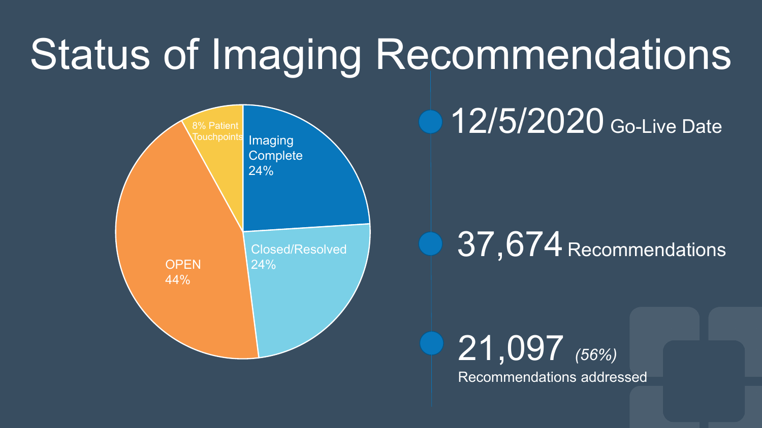# Status of Imaging Recommendations

- Imaging Complete 24%
- Closed/Resolved 24%
- OPEN 44%
- 8% Patient Touchpoints

**12/5/2020** Go-Live Date

**37,674** Recommendations

**21,097** *(56%)* Recommendations addressed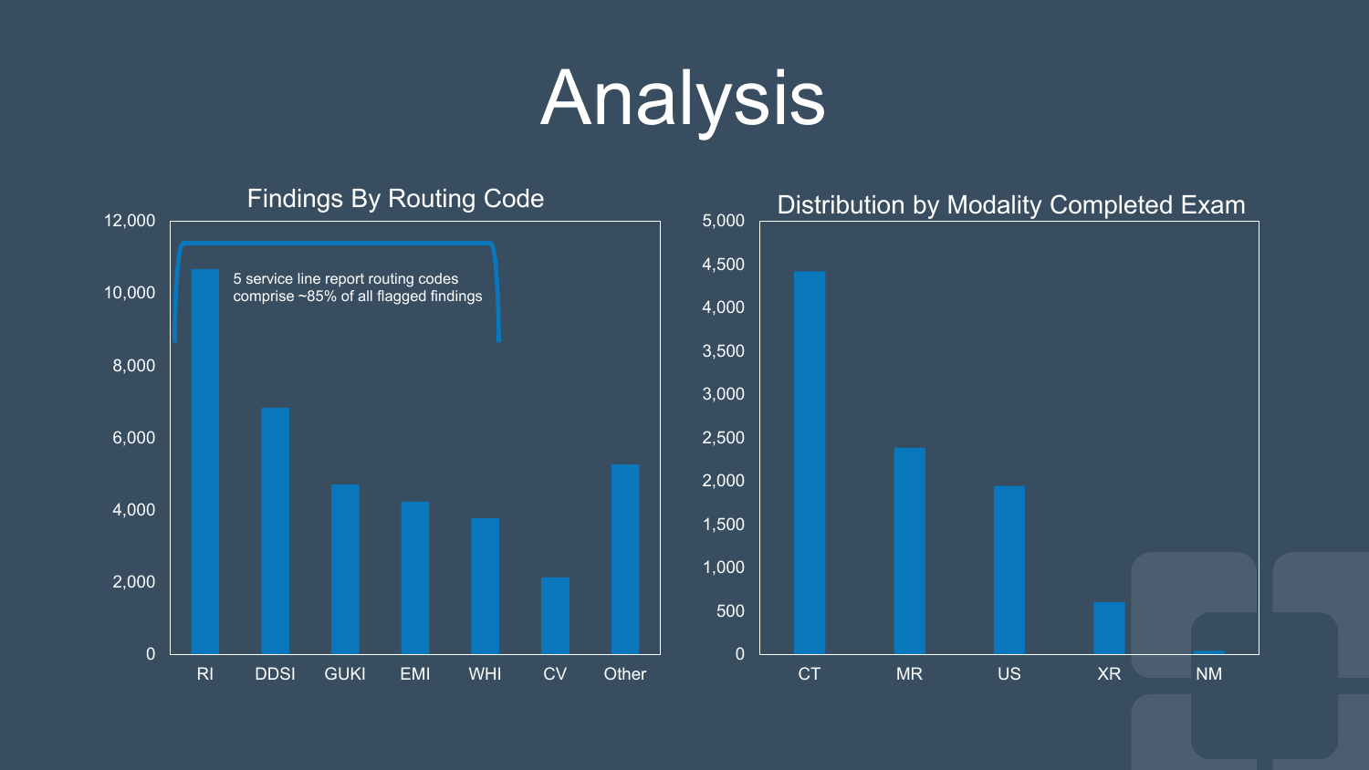# Analysis

## Findings By Routing Code

5 service line report routing codes comprise ~85% of all flagged findings

| Routing Code | Findings (approx.) |
| --- | --- |
| RI | 10,650 |
| DDSI | 6,800 |
| GUKI | 4,700 |
| EMI | 4,200 |
| WHI | 3,750 |
| CV | 2,100 |
| Other | 5,250 |

## Distribution by Modality Completed Exam

| Modality | Count (approx.) |
| --- | --- |
| CT | 4,420 |
| MR | 2,380 |
| US | 1,940 |
| XR | 600 |
| NM | 30 |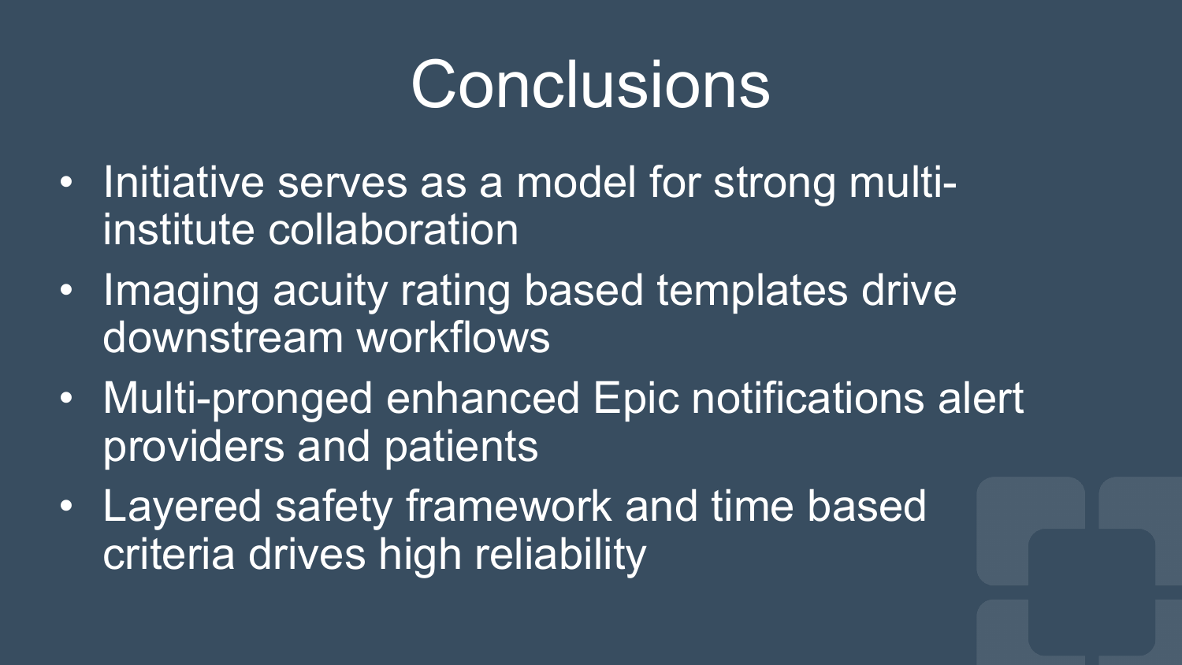# Conclusions

- Initiative serves as a model for strong multi-institute collaboration
- Imaging acuity rating based templates drive downstream workflows
- Multi-pronged enhanced Epic notifications alert providers and patients
- Layered safety framework and time based criteria drives high reliability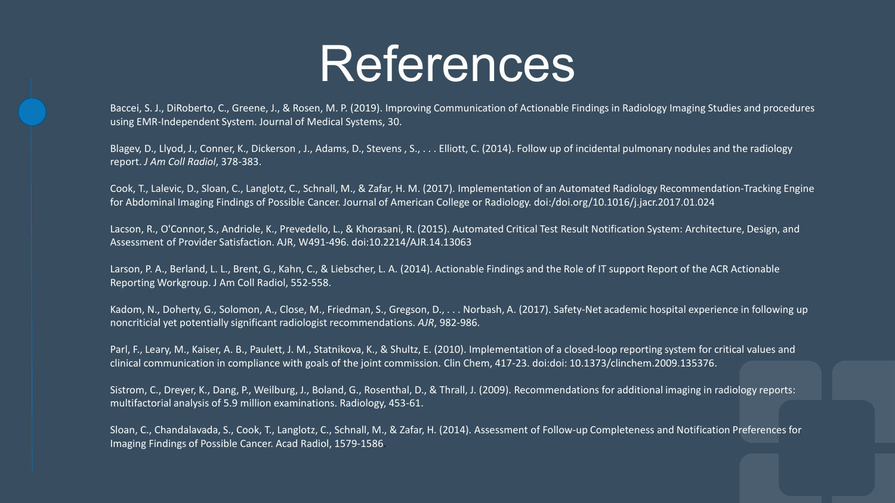# References

Baccei, S. J., DiRoberto, C., Greene, J., & Rosen, M. P. (2019). Improving Communication of Actionable Findings in Radiology Imaging Studies and procedures using EMR-Independent System. Journal of Medical Systems, 30.

Blagev, D., Llyod, J., Conner, K., Dickerson , J., Adams, D., Stevens , S., . . . Elliott, C. (2014). Follow up of incidental pulmonary nodules and the radiology report. *J Am Coll Radiol*, 378-383.

Cook, T., Lalevic, D., Sloan, C., Langlotz, C., Schnall, M., & Zafar, H. M. (2017). Implementation of an Automated Radiology Recommendation-Tracking Engine for Abdominal Imaging Findings of Possible Cancer. Journal of American College or Radiology. doi:/doi.org/10.1016/j.jacr.2017.01.024

Lacson, R., O'Connor, S., Andriole, K., Prevedello, L., & Khorasani, R. (2015). Automated Critical Test Result Notification System: Architecture, Design, and Assessment of Provider Satisfaction. AJR, W491-496. doi:10.2214/AJR.14.13063

Larson, P. A., Berland, L. L., Brent, G., Kahn, C., & Liebscher, L. A. (2014). Actionable Findings and the Role of IT support Report of the ACR Actionable Reporting Workgroup. J Am Coll Radiol, 552-558.

Kadom, N., Doherty, G., Solomon, A., Close, M., Friedman, S., Gregson, D., . . . Norbash, A. (2017). Safety-Net academic hospital experience in following up noncriticial yet potentially significant radiologist recommendations. *AJR*, 982-986.

Parl, F., Leary, M., Kaiser, A. B., Paulett, J. M., Statnikova, K., & Shultz, E. (2010). Implementation of a closed-loop reporting system for critical values and clinical communication in compliance with goals of the joint commission. Clin Chem, 417-23. doi:doi: 10.1373/clinchem.2009.135376.

Sistrom, C., Dreyer, K., Dang, P., Weilburg, J., Boland, G., Rosenthal, D., & Thrall, J. (2009). Recommendations for additional imaging in radiology reports: multifactorial analysis of 5.9 million examinations. Radiology, 453-61.

Sloan, C., Chandalavada, S., Cook, T., Langlotz, C., Schnall, M., & Zafar, H. (2014). Assessment of Follow-up Completeness and Notification Preferences for Imaging Findings of Possible Cancer. Acad Radiol, 1579-1586.